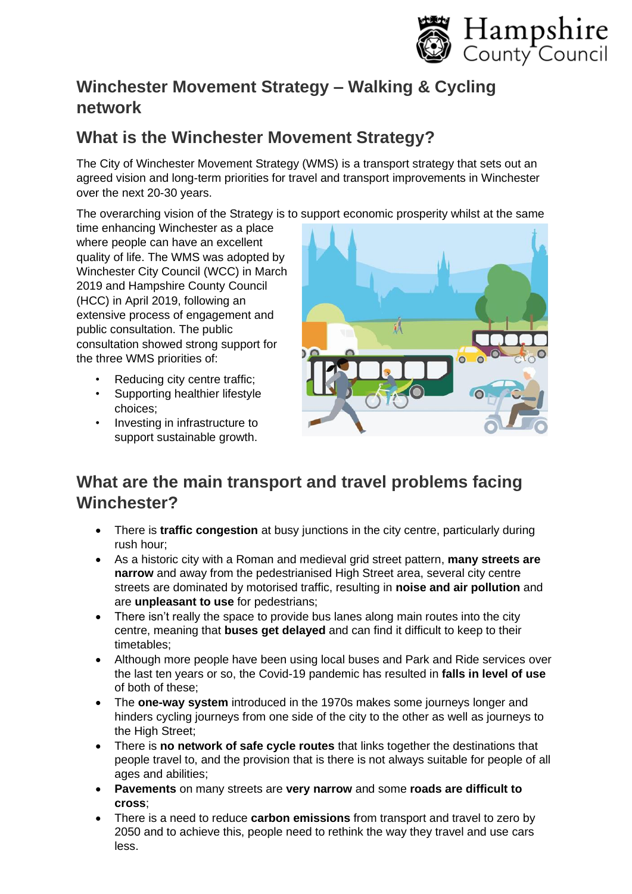# Winchester Movement Strategy – Walking & Cycling network

## What is the Winchester Movement Strategy?

The City of Winchester Movement Strategy (WMS) is a transport strategy that sets out an agreed vision and long-term priorities for travel and transport improvements in Winchester over the next 20-30 years.

The overarching vision of the Strategy is to support economic prosperity whilst at the same time enhancing Winchester as a place where people can have an excellent quality of life. The WMS was adopted by Winchester City Council (WCC) in March 2019 and Hampshire County Council (HCC) in April 2019, following an extensive process of engagement and public consultation. The public consultation showed strong support for the three WMS priorities of:

- Reducing city centre traffic;
- Supporting healthier lifestyle choices;
- Investing in infrastructure to support sustainable growth.

## What are the main transport and travel problems facing Winchester?

- There is **traffic congestion** at busy junctions in the city centre, particularly during rush hour;
- As a historic city with a Roman and medieval grid street pattern, **many streets are narrow** and away from the pedestrianised High Street area, several city centre streets are dominated by motorised traffic, resulting in **noise and air pollution** and are **unpleasant to use** for pedestrians;
- There isn't really the space to provide bus lanes along main routes into the city centre, meaning that **buses get delayed** and can find it difficult to keep to their timetables;
- Although more people have been using local buses and Park and Ride services over the last ten years or so, the Covid-19 pandemic has resulted in **falls in level of use** of both of these;
- The **one-way system** introduced in the 1970s makes some journeys longer and hinders cycling journeys from one side of the city to the other as well as journeys to the High Street;
- There is **no network of safe cycle routes** that links together the destinations that people travel to, and the provision that is there is not always suitable for people of all ages and abilities;
- **Pavements** on many streets are **very narrow** and some **roads are difficult to cross**;
- There is a need to reduce **carbon emissions** from transport and travel to zero by 2050 and to achieve this, people need to rethink the way they travel and use cars less.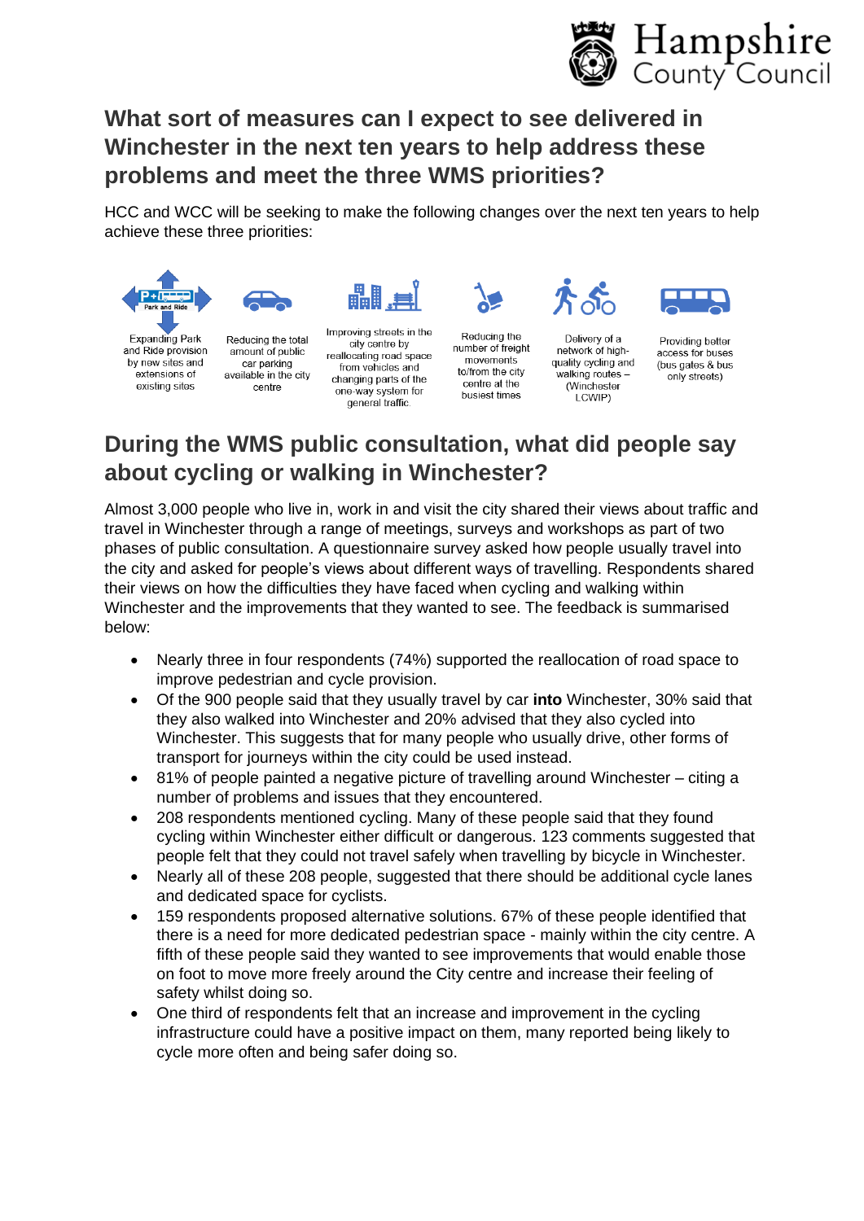## What sort of measures can I expect to see delivered in Winchester in the next ten years to help address these problems and meet the three WMS priorities?

HCC and WCC will be seeking to make the following changes over the next ten years to help achieve these three priorities:

- Expanding Park and Ride provision by new sites and extensions of existing sites
- Reducing the total amount of public car parking available in the city centre
- Improving streets in the city centre by reallocating road space from vehicles and changing parts of the one-way system for general traffic.
- Reducing the number of freight movements to/from the city centre at the busiest times
- Delivery of a network of high-quality cycling and walking routes – (Winchester LCWIP)
- Providing better access for buses (bus gates & bus only streets)

## During the WMS public consultation, what did people say about cycling or walking in Winchester?

Almost 3,000 people who live in, work in and visit the city shared their views about traffic and travel in Winchester through a range of meetings, surveys and workshops as part of two phases of public consultation. A questionnaire survey asked how people usually travel into the city and asked for people's views about different ways of travelling. Respondents shared their views on how the difficulties they have faced when cycling and walking within Winchester and the improvements that they wanted to see. The feedback is summarised below:

- Nearly three in four respondents (74%) supported the reallocation of road space to improve pedestrian and cycle provision.
- Of the 900 people said that they usually travel by car **into** Winchester, 30% said that they also walked into Winchester and 20% advised that they also cycled into Winchester. This suggests that for many people who usually drive, other forms of transport for journeys within the city could be used instead.
- 81% of people painted a negative picture of travelling around Winchester – citing a number of problems and issues that they encountered.
- 208 respondents mentioned cycling. Many of these people said that they found cycling within Winchester either difficult or dangerous. 123 comments suggested that people felt that they could not travel safely when travelling by bicycle in Winchester.
- Nearly all of these 208 people, suggested that there should be additional cycle lanes and dedicated space for cyclists.
- 159 respondents proposed alternative solutions. 67% of these people identified that there is a need for more dedicated pedestrian space - mainly within the city centre. A fifth of these people said they wanted to see improvements that would enable those on foot to move more freely around the City centre and increase their feeling of safety whilst doing so.
- One third of respondents felt that an increase and improvement in the cycling infrastructure could have a positive impact on them, many reported being likely to cycle more often and being safer doing so.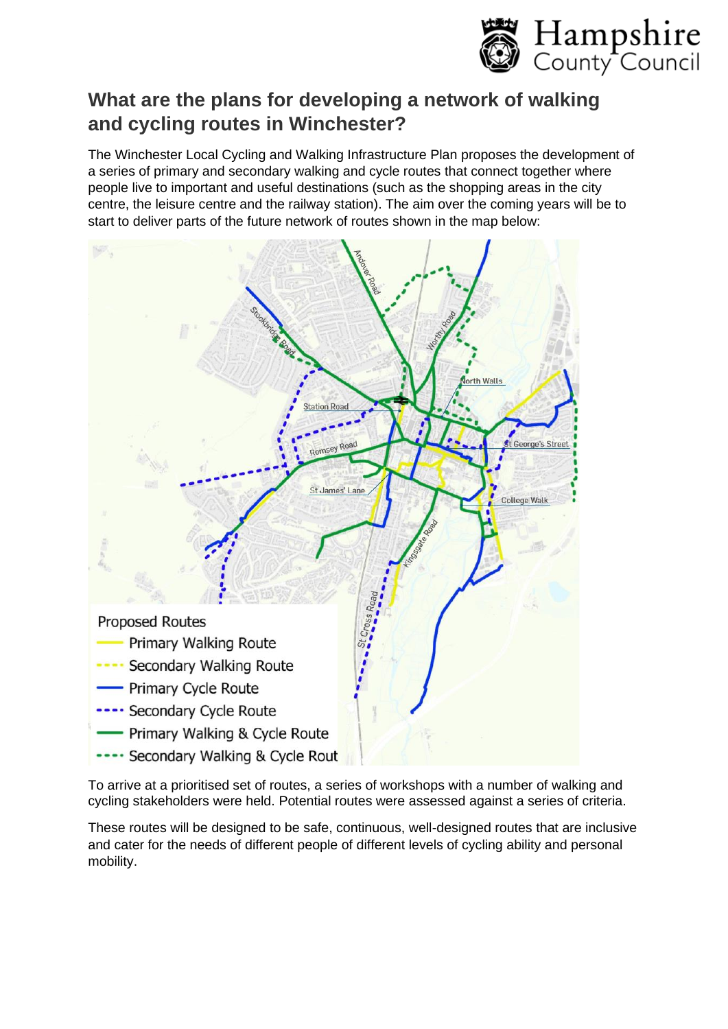## What are the plans for developing a network of walking and cycling routes in Winchester?

The Winchester Local Cycling and Walking Infrastructure Plan proposes the development of a series of primary and secondary walking and cycle routes that connect together where people live to important and useful destinations (such as the shopping areas in the city centre, the leisure centre and the railway station). The aim over the coming years will be to start to deliver parts of the future network of routes shown in the map below:

Proposed Routes
- Primary Walking Route
- Secondary Walking Route
- Primary Cycle Route
- Secondary Cycle Route
- Primary Walking & Cycle Route
- Secondary Walking & Cycle Rout

To arrive at a prioritised set of routes, a series of workshops with a number of walking and cycling stakeholders were held. Potential routes were assessed against a series of criteria.

These routes will be designed to be safe, continuous, well-designed routes that are inclusive and cater for the needs of different people of different levels of cycling ability and personal mobility.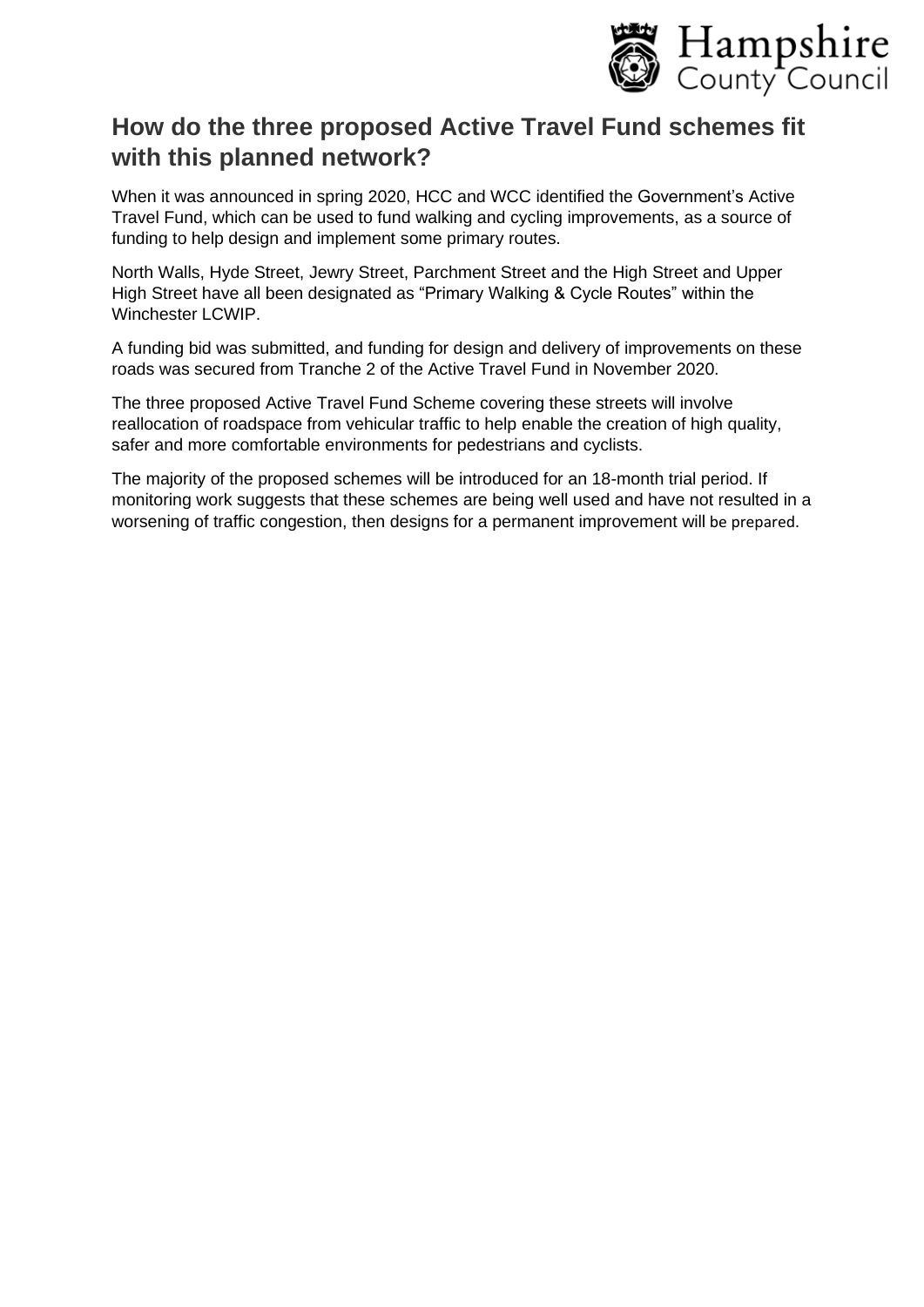## How do the three proposed Active Travel Fund schemes fit with this planned network?

When it was announced in spring 2020, HCC and WCC identified the Government's Active Travel Fund, which can be used to fund walking and cycling improvements, as a source of funding to help design and implement some primary routes.

North Walls, Hyde Street, Jewry Street, Parchment Street and the High Street and Upper High Street have all been designated as "Primary Walking & Cycle Routes" within the Winchester LCWIP.

A funding bid was submitted, and funding for design and delivery of improvements on these roads was secured from Tranche 2 of the Active Travel Fund in November 2020.

The three proposed Active Travel Fund Scheme covering these streets will involve reallocation of roadspace from vehicular traffic to help enable the creation of high quality, safer and more comfortable environments for pedestrians and cyclists.

The majority of the proposed schemes will be introduced for an 18-month trial period. If monitoring work suggests that these schemes are being well used and have not resulted in a worsening of traffic congestion, then designs for a permanent improvement will be prepared.